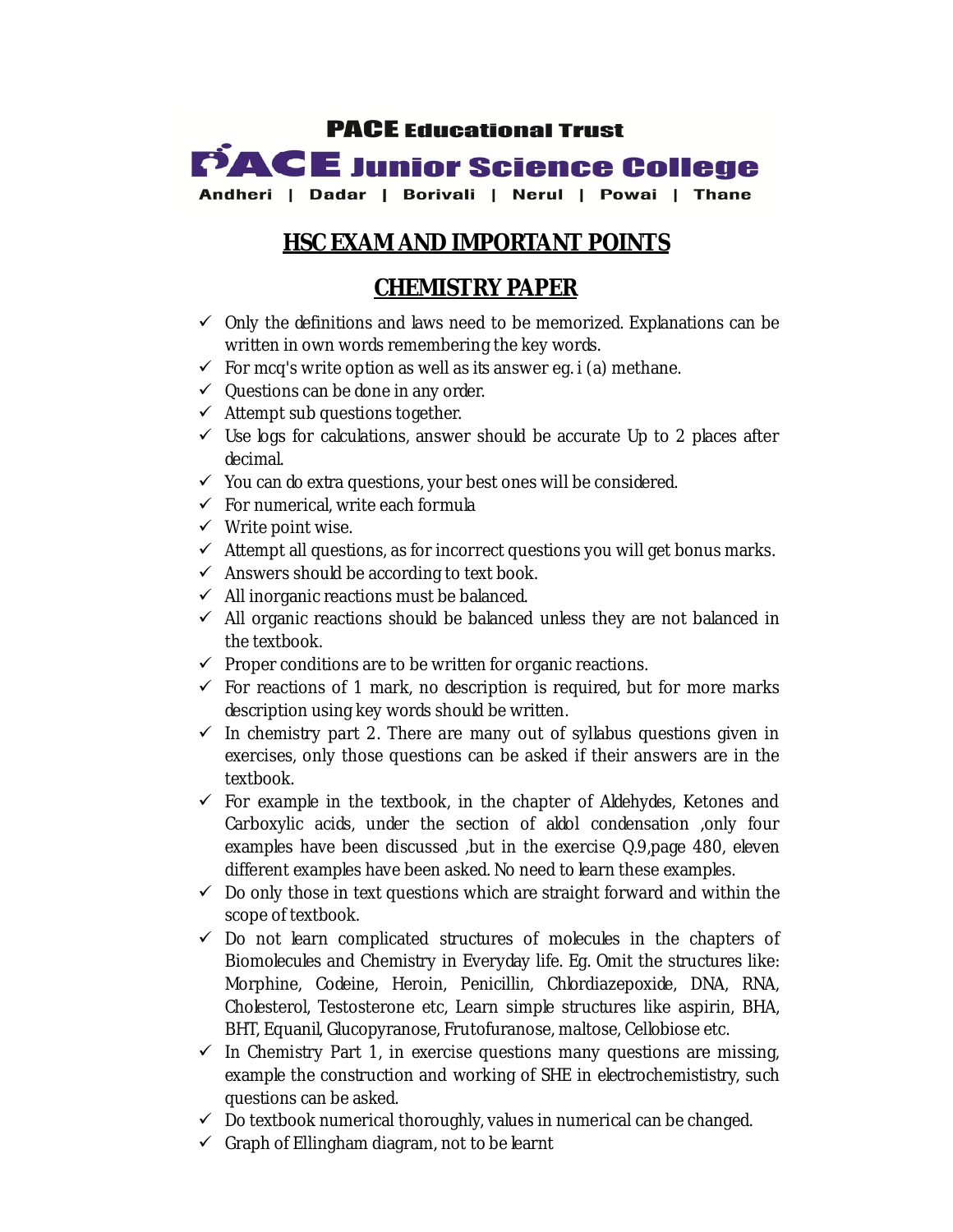**PACE Educational Trust**

**PACE Junior Science College**

Andheri | Dadar | Borivali | Nerul | Powai | Thane

# HSC EXAM AND IMPORTANT POINTS

## CHEMISTRY PAPER

- ✓ Only the definitions and laws need to be memorized. Explanations can be written in own words remembering the key words.
- ✓ For mcq's write option as well as its answer eg. i (a) methane.
- ✓ Questions can be done in any order.
- ✓ Attempt sub questions together.
- ✓ Use logs for calculations, answer should be accurate Up to 2 places after decimal.
- ✓ You can do extra questions, your best ones will be considered.
- ✓ For numerical, write each formula
- ✓ Write point wise.
- ✓ Attempt all questions, as for incorrect questions you will get bonus marks.
- ✓ Answers should be according to text book.
- ✓ All inorganic reactions must be balanced.
- ✓ All organic reactions should be balanced unless they are not balanced in the textbook.
- ✓ Proper conditions are to be written for organic reactions.
- ✓ For reactions of 1 mark, no description is required, but for more marks description using key words should be written.
- ✓ In chemistry part 2. There are many out of syllabus questions given in exercises, only those questions can be asked if their answers are in the textbook.
- ✓ For example in the textbook, in the chapter of Aldehydes, Ketones and Carboxylic acids, under the section of aldol condensation ,only four examples have been discussed ,but in the exercise Q.9,page 480, eleven different examples have been asked. No need to learn these examples.
- ✓ Do only those in text questions which are straight forward and within the scope of textbook.
- ✓ Do not learn complicated structures of molecules in the chapters of Biomolecules and Chemistry in Everyday life. Eg. Omit the structures like: Morphine, Codeine, Heroin, Penicillin, Chlordiazepoxide, DNA, RNA, Cholesterol, Testosterone etc, Learn simple structures like aspirin, BHA, BHT, Equanil, Glucopyranose, Frutofuranose, maltose, Cellobiose etc.
- ✓ In Chemistry Part 1, in exercise questions many questions are missing, example the construction and working of SHE in electrochemististry, such questions can be asked.
- ✓ Do textbook numerical thoroughly, values in numerical can be changed.
- ✓ Graph of Ellingham diagram, not to be learnt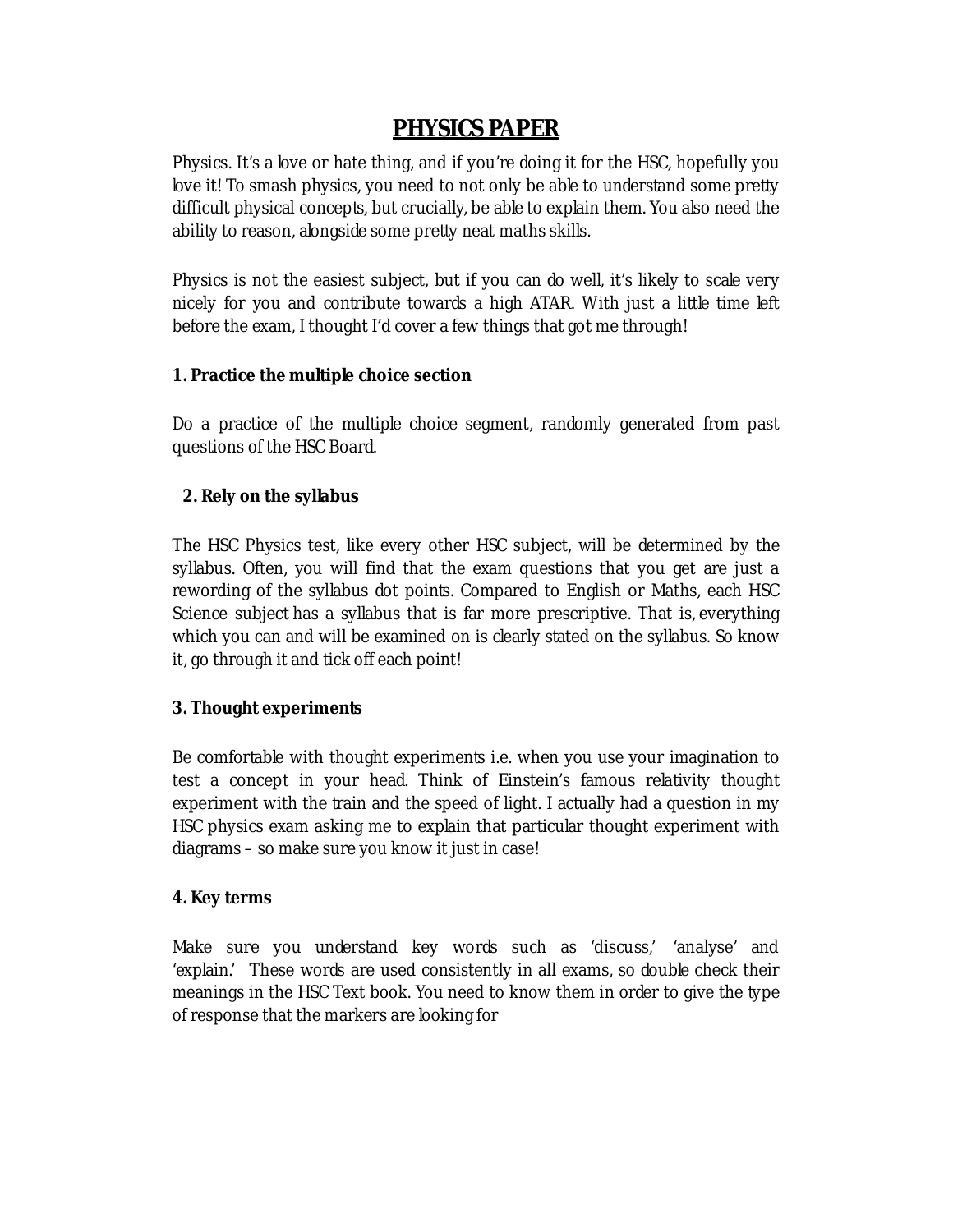# PHYSICS PAPER

Physics. It's a love or hate thing, and if you're doing it for the HSC, hopefully you love it! To smash physics, you need to not only be able to understand some pretty difficult physical concepts, but crucially, be able to explain them. You also need the ability to reason, alongside some pretty neat maths skills.

Physics is not the easiest subject, but if you can do well, it's likely to scale very nicely for you and contribute towards a high ATAR. With just a little time left before the exam, I thought I'd cover a few things that got me through!

**1. Practice the multiple choice section**

Do a practice of the multiple choice segment, randomly generated from past questions of the HSC Board.

**2. Rely on the syllabus**

The HSC Physics test, like every other HSC subject, will be determined by the syllabus. Often, you will find that the exam questions that you get are just a rewording of the syllabus dot points. Compared to English or Maths, each HSC Science subject has a syllabus that is far more prescriptive. That is, everything which you can and will be examined on is clearly stated on the syllabus. So know it, go through it and tick off each point!

**3. Thought experiments**

Be comfortable with thought experiments i.e. when you use your imagination to test a concept in your head. Think of Einstein's famous relativity thought experiment with the train and the speed of light. I actually had a question in my HSC physics exam asking me to explain that particular thought experiment with diagrams – so make sure you know it just in case!

**4. Key terms**

Make sure you understand key words such as 'discuss,' 'analyse' and 'explain.' These words are used consistently in all exams, so double check their meanings in the HSC Text book. You need to know them in order to give the type of response that the markers are looking for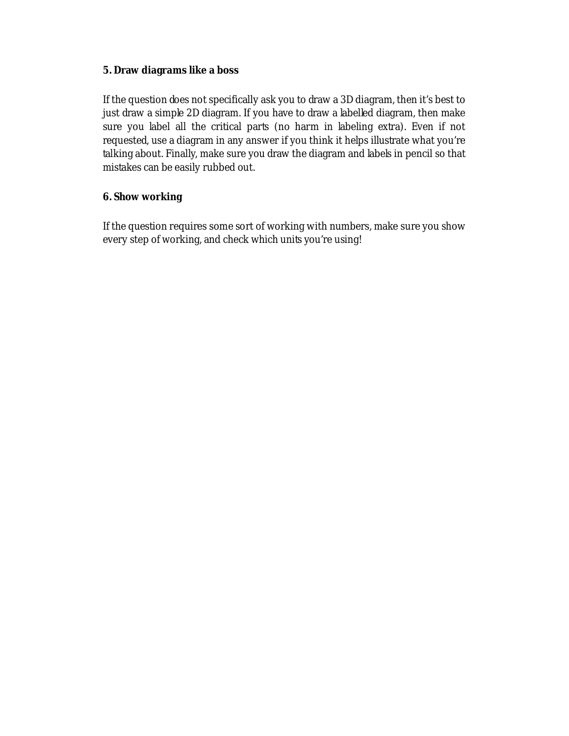**5. Draw diagrams like a boss**

If the question does not specifically ask you to draw a 3D diagram, then it's best to just draw a simple 2D diagram. If you have to draw a labelled diagram, then make sure you label all the critical parts (no harm in labeling extra). Even if not requested, use a diagram in any answer if you think it helps illustrate what you're talking about. Finally, make sure you draw the diagram and labels in pencil so that mistakes can be easily rubbed out.

**6. Show working**

If the question requires some sort of working with numbers, make sure you show every step of working, and check which units you're using!